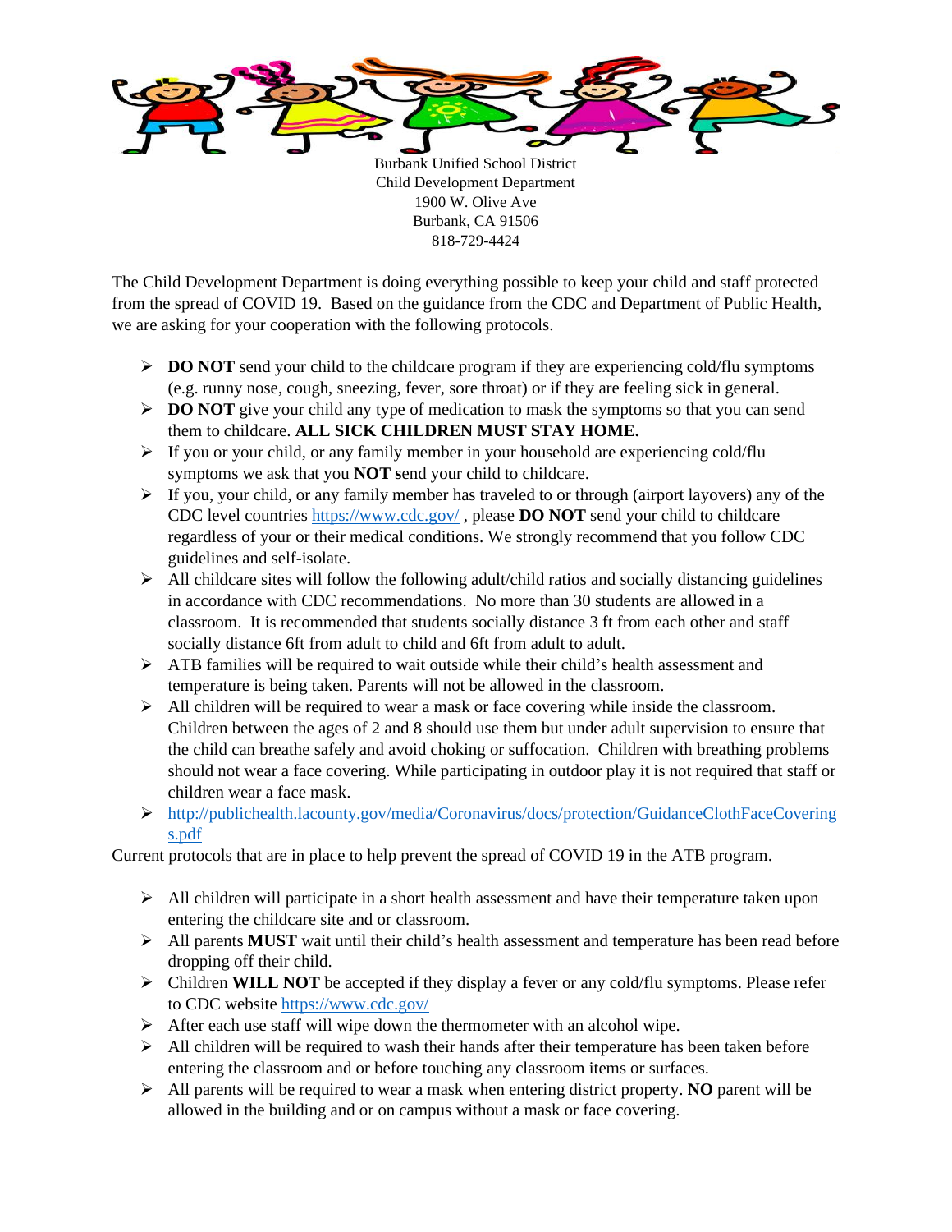Burbank Unified School District
Child Development Department
1900 W. Olive Ave
Burbank, CA 91506
818-729-4424

The Child Development Department is doing everything possible to keep your child and staff protected from the spread of COVID 19. Based on the guidance from the CDC and Department of Public Health, we are asking for your cooperation with the following protocols.

- **DO NOT** send your child to the childcare program if they are experiencing cold/flu symptoms (e.g. runny nose, cough, sneezing, fever, sore throat) or if they are feeling sick in general.
- **DO NOT** give your child any type of medication to mask the symptoms so that you can send them to childcare. **ALL SICK CHILDREN MUST STAY HOME.**
- If you or your child, or any family member in your household are experiencing cold/flu symptoms we ask that you **NOT s**end your child to childcare.
- If you, your child, or any family member has traveled to or through (airport layovers) any of the CDC level countries https://www.cdc.gov/ , please **DO NOT** send your child to childcare regardless of your or their medical conditions. We strongly recommend that you follow CDC guidelines and self-isolate.
- All childcare sites will follow the following adult/child ratios and socially distancing guidelines in accordance with CDC recommendations. No more than 30 students are allowed in a classroom. It is recommended that students socially distance 3 ft from each other and staff socially distance 6ft from adult to child and 6ft from adult to adult.
- ATB families will be required to wait outside while their child's health assessment and temperature is being taken. Parents will not be allowed in the classroom.
- All children will be required to wear a mask or face covering while inside the classroom. Children between the ages of 2 and 8 should use them but under adult supervision to ensure that the child can breathe safely and avoid choking or suffocation. Children with breathing problems should not wear a face covering. While participating in outdoor play it is not required that staff or children wear a face mask.
- http://publichealth.lacounty.gov/media/Coronavirus/docs/protection/GuidanceClothFaceCoverings.pdf

Current protocols that are in place to help prevent the spread of COVID 19 in the ATB program.

- All children will participate in a short health assessment and have their temperature taken upon entering the childcare site and or classroom.
- All parents **MUST** wait until their child's health assessment and temperature has been read before dropping off their child.
- Children **WILL NOT** be accepted if they display a fever or any cold/flu symptoms. Please refer to CDC website https://www.cdc.gov/
- After each use staff will wipe down the thermometer with an alcohol wipe.
- All children will be required to wash their hands after their temperature has been taken before entering the classroom and or before touching any classroom items or surfaces.
- All parents will be required to wear a mask when entering district property. **NO** parent will be allowed in the building and or on campus without a mask or face covering.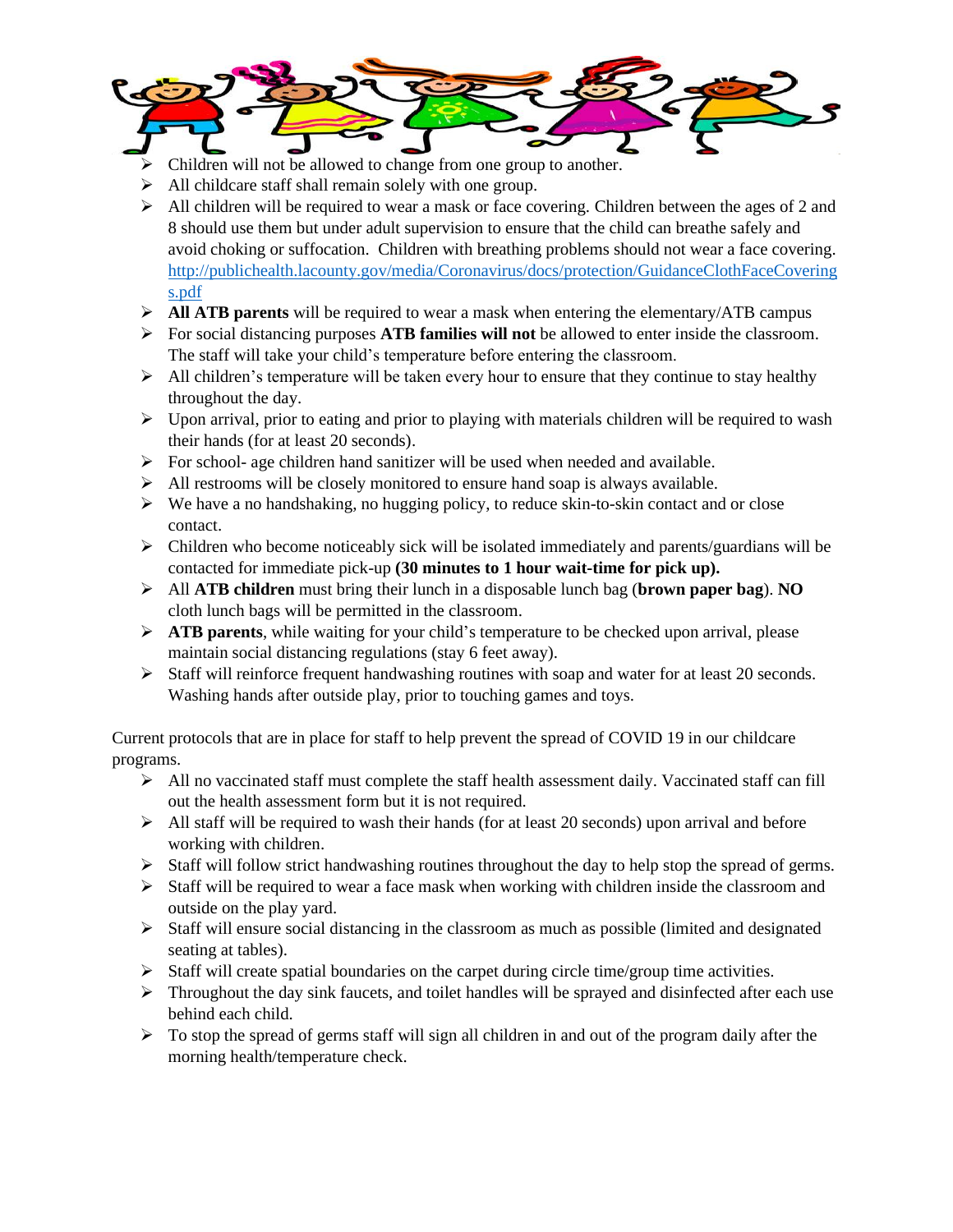- Children will not be allowed to change from one group to another.
- All childcare staff shall remain solely with one group.
- All children will be required to wear a mask or face covering. Children between the ages of 2 and 8 should use them but under adult supervision to ensure that the child can breathe safely and avoid choking or suffocation. Children with breathing problems should not wear a face covering. [http://publichealth.lacounty.gov/media/Coronavirus/docs/protection/GuidanceClothFaceCoverings.pdf](http://publichealth.lacounty.gov/media/Coronavirus/docs/protection/GuidanceClothFaceCoverings.pdf)
- **All ATB parents** will be required to wear a mask when entering the elementary/ATB campus
- For social distancing purposes **ATB families will not** be allowed to enter inside the classroom. The staff will take your child's temperature before entering the classroom.
- All children's temperature will be taken every hour to ensure that they continue to stay healthy throughout the day.
- Upon arrival, prior to eating and prior to playing with materials children will be required to wash their hands (for at least 20 seconds).
- For school- age children hand sanitizer will be used when needed and available.
- All restrooms will be closely monitored to ensure hand soap is always available.
- We have a no handshaking, no hugging policy, to reduce skin-to-skin contact and or close contact.
- Children who become noticeably sick will be isolated immediately and parents/guardians will be contacted for immediate pick-up **(30 minutes to 1 hour wait-time for pick up).**
- All **ATB children** must bring their lunch in a disposable lunch bag (**brown paper bag**). **NO** cloth lunch bags will be permitted in the classroom.
- **ATB parents**, while waiting for your child's temperature to be checked upon arrival, please maintain social distancing regulations (stay 6 feet away).
- Staff will reinforce frequent handwashing routines with soap and water for at least 20 seconds. Washing hands after outside play, prior to touching games and toys.

Current protocols that are in place for staff to help prevent the spread of COVID 19 in our childcare programs.

- All no vaccinated staff must complete the staff health assessment daily. Vaccinated staff can fill out the health assessment form but it is not required.
- All staff will be required to wash their hands (for at least 20 seconds) upon arrival and before working with children.
- Staff will follow strict handwashing routines throughout the day to help stop the spread of germs.
- Staff will be required to wear a face mask when working with children inside the classroom and outside on the play yard.
- Staff will ensure social distancing in the classroom as much as possible (limited and designated seating at tables).
- Staff will create spatial boundaries on the carpet during circle time/group time activities.
- Throughout the day sink faucets, and toilet handles will be sprayed and disinfected after each use behind each child.
- To stop the spread of germs staff will sign all children in and out of the program daily after the morning health/temperature check.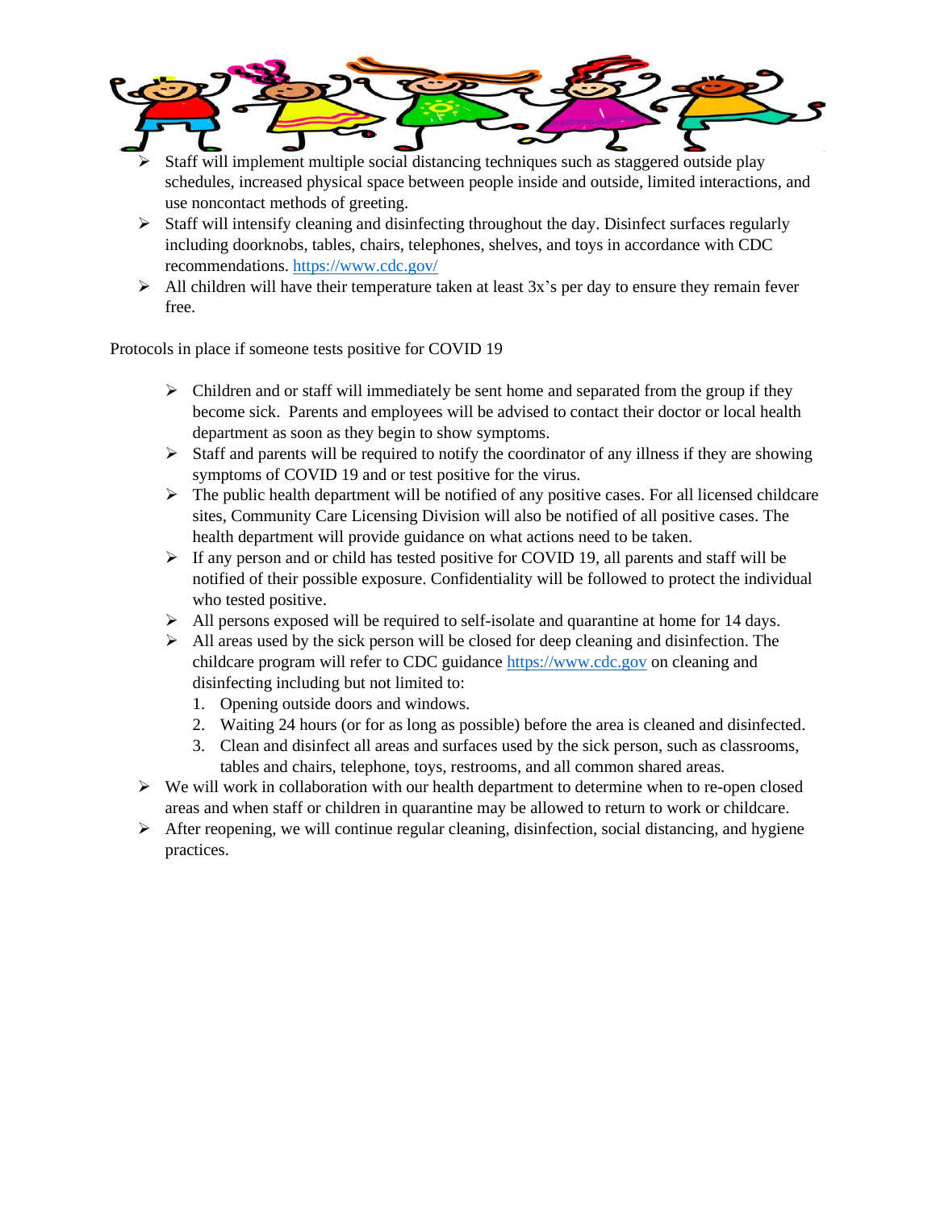- Staff will implement multiple social distancing techniques such as staggered outside play schedules, increased physical space between people inside and outside, limited interactions, and use noncontact methods of greeting.
- Staff will intensify cleaning and disinfecting throughout the day. Disinfect surfaces regularly including doorknobs, tables, chairs, telephones, shelves, and toys in accordance with CDC recommendations. https://www.cdc.gov/
- All children will have their temperature taken at least 3x's per day to ensure they remain fever free.

Protocols in place if someone tests positive for COVID 19

- Children and or staff will immediately be sent home and separated from the group if they become sick. Parents and employees will be advised to contact their doctor or local health department as soon as they begin to show symptoms.
- Staff and parents will be required to notify the coordinator of any illness if they are showing symptoms of COVID 19 and or test positive for the virus.
- The public health department will be notified of any positive cases. For all licensed childcare sites, Community Care Licensing Division will also be notified of all positive cases. The health department will provide guidance on what actions need to be taken.
- If any person and or child has tested positive for COVID 19, all parents and staff will be notified of their possible exposure. Confidentiality will be followed to protect the individual who tested positive.
- All persons exposed will be required to self-isolate and quarantine at home for 14 days.
- All areas used by the sick person will be closed for deep cleaning and disinfection. The childcare program will refer to CDC guidance https://www.cdc.gov on cleaning and disinfecting including but not limited to:
  1. Opening outside doors and windows.
  2. Waiting 24 hours (or for as long as possible) before the area is cleaned and disinfected.
  3. Clean and disinfect all areas and surfaces used by the sick person, such as classrooms, tables and chairs, telephone, toys, restrooms, and all common shared areas.
- We will work in collaboration with our health department to determine when to re-open closed areas and when staff or children in quarantine may be allowed to return to work or childcare.
- After reopening, we will continue regular cleaning, disinfection, social distancing, and hygiene practices.